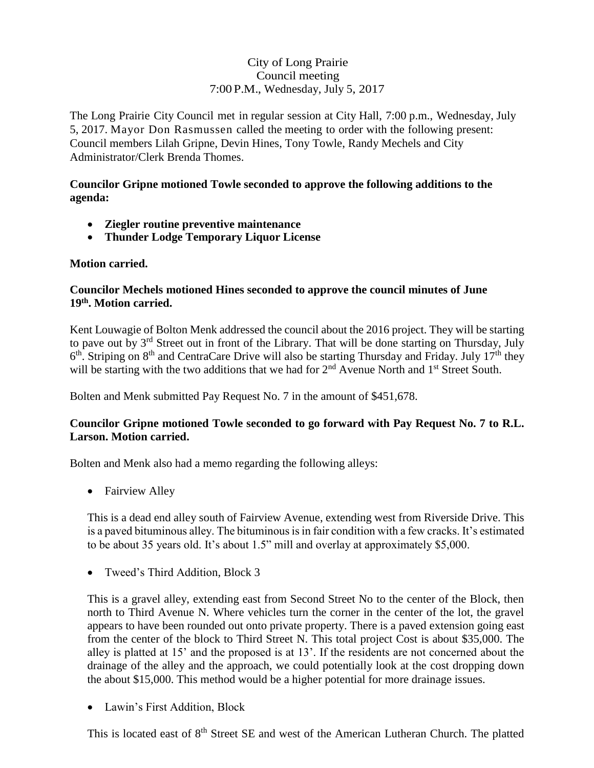City of Long Prairie
Council meeting
7:00 P.M., Wednesday, July 5, 2017

The Long Prairie City Council met in regular session at City Hall, 7:00 p.m., Wednesday, July 5, 2017. Mayor Don Rasmussen called the meeting to order with the following present: Council members Lilah Gripne, Devin Hines, Tony Towle, Randy Mechels and City Administrator/Clerk Brenda Thomes.

**Councilor Gripne motioned Towle seconded to approve the following additions to the agenda:**

- **Ziegler routine preventive maintenance**
- **Thunder Lodge Temporary Liquor License**

**Motion carried.**

**Councilor Mechels motioned Hines seconded to approve the council minutes of June 19th. Motion carried.**

Kent Louwagie of Bolton Menk addressed the council about the 2016 project. They will be starting to pave out by 3rd Street out in front of the Library. That will be done starting on Thursday, July 6th. Striping on 8th and CentraCare Drive will also be starting Thursday and Friday. July 17th they will be starting with the two additions that we had for 2nd Avenue North and 1st Street South.

Bolten and Menk submitted Pay Request No. 7 in the amount of $451,678.

**Councilor Gripne motioned Towle seconded to go forward with Pay Request No. 7 to R.L. Larson. Motion carried.**

Bolten and Menk also had a memo regarding the following alleys:

- Fairview Alley

  This is a dead end alley south of Fairview Avenue, extending west from Riverside Drive. This is a paved bituminous alley. The bituminous is in fair condition with a few cracks. It's estimated to be about 35 years old. It's about 1.5" mill and overlay at approximately $5,000.

- Tweed's Third Addition, Block 3

  This is a gravel alley, extending east from Second Street No to the center of the Block, then north to Third Avenue N. Where vehicles turn the corner in the center of the lot, the gravel appears to have been rounded out onto private property. There is a paved extension going east from the center of the block to Third Street N. This total project Cost is about $35,000. The alley is platted at 15' and the proposed is at 13'. If the residents are not concerned about the drainage of the alley and the approach, we could potentially look at the cost dropping down the about $15,000. This method would be a higher potential for more drainage issues.

- Lawin's First Addition, Block

This is located east of 8th Street SE and west of the American Lutheran Church. The platted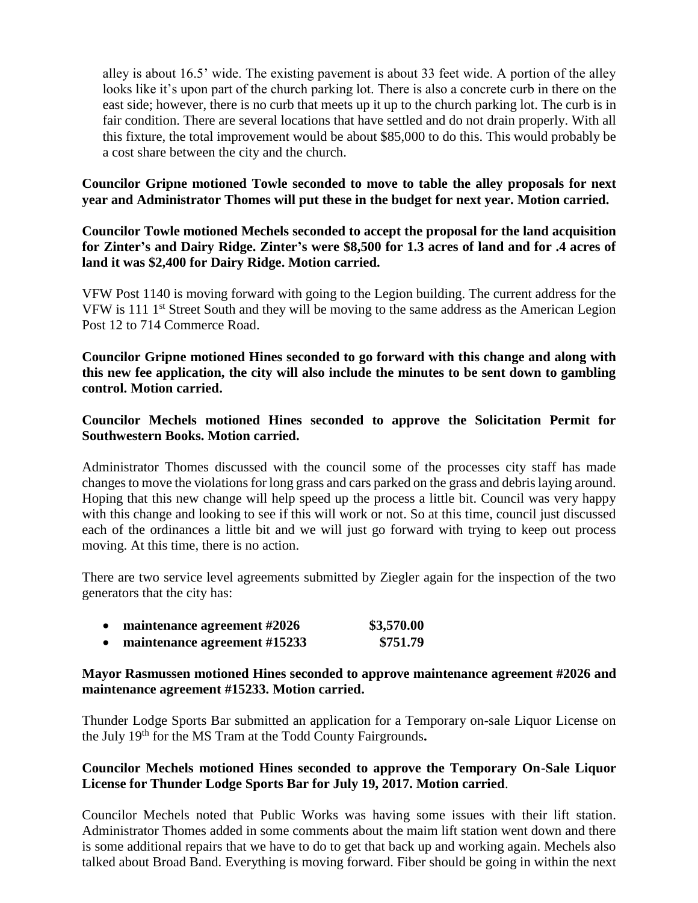alley is about 16.5' wide. The existing pavement is about 33 feet wide. A portion of the alley looks like it's upon part of the church parking lot. There is also a concrete curb in there on the east side; however, there is no curb that meets up it up to the church parking lot. The curb is in fair condition. There are several locations that have settled and do not drain properly. With all this fixture, the total improvement would be about $85,000 to do this. This would probably be a cost share between the city and the church.

**Councilor Gripne motioned Towle seconded to move to table the alley proposals for next year and Administrator Thomes will put these in the budget for next year. Motion carried.**

**Councilor Towle motioned Mechels seconded to accept the proposal for the land acquisition for Zinter's and Dairy Ridge. Zinter's were $8,500 for 1.3 acres of land and for .4 acres of land it was $2,400 for Dairy Ridge. Motion carried.**

VFW Post 1140 is moving forward with going to the Legion building. The current address for the VFW is 111 1st Street South and they will be moving to the same address as the American Legion Post 12 to 714 Commerce Road.

**Councilor Gripne motioned Hines seconded to go forward with this change and along with this new fee application, the city will also include the minutes to be sent down to gambling control. Motion carried.**

**Councilor Mechels motioned Hines seconded to approve the Solicitation Permit for Southwestern Books. Motion carried.**

Administrator Thomes discussed with the council some of the processes city staff has made changes to move the violations for long grass and cars parked on the grass and debris laying around. Hoping that this new change will help speed up the process a little bit. Council was very happy with this change and looking to see if this will work or not. So at this time, council just discussed each of the ordinances a little bit and we will just go forward with trying to keep out process moving. At this time, there is no action.

There are two service level agreements submitted by Ziegler again for the inspection of the two generators that the city has:

- **maintenance agreement #2026 $3,570.00**
- **maintenance agreement #15233 $751.79**

**Mayor Rasmussen motioned Hines seconded to approve maintenance agreement #2026 and maintenance agreement #15233. Motion carried.**

Thunder Lodge Sports Bar submitted an application for a Temporary on-sale Liquor License on the July 19th for the MS Tram at the Todd County Fairgrounds**.**

**Councilor Mechels motioned Hines seconded to approve the Temporary On-Sale Liquor License for Thunder Lodge Sports Bar for July 19, 2017. Motion carried**.

Councilor Mechels noted that Public Works was having some issues with their lift station. Administrator Thomes added in some comments about the maim lift station went down and there is some additional repairs that we have to do to get that back up and working again. Mechels also talked about Broad Band. Everything is moving forward. Fiber should be going in within the next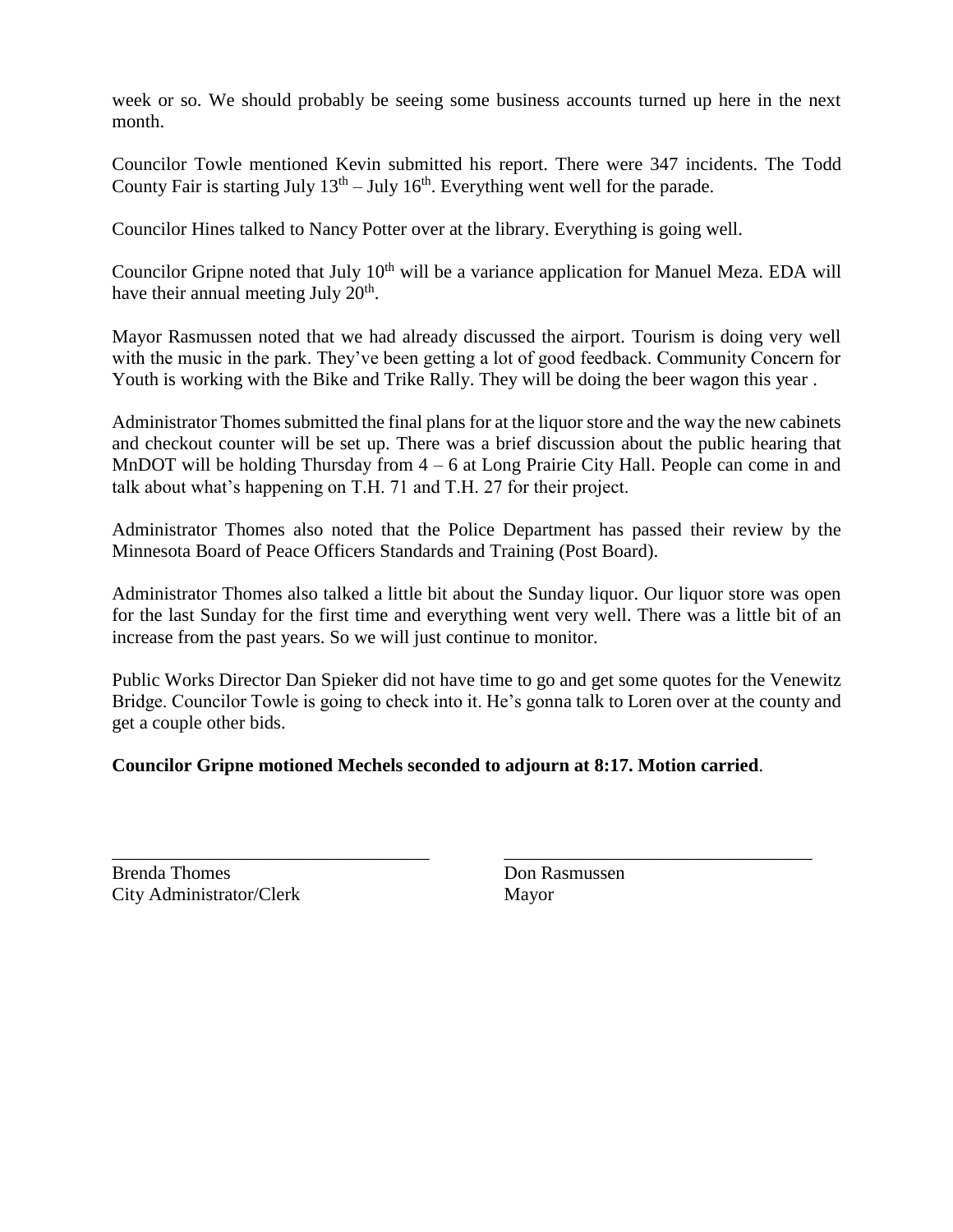week or so. We should probably be seeing some business accounts turned up here in the next month.

Councilor Towle mentioned Kevin submitted his report. There were 347 incidents. The Todd County Fair is starting July 13th – July 16th. Everything went well for the parade.

Councilor Hines talked to Nancy Potter over at the library. Everything is going well.

Councilor Gripne noted that July 10th will be a variance application for Manuel Meza. EDA will have their annual meeting July 20th.

Mayor Rasmussen noted that we had already discussed the airport. Tourism is doing very well with the music in the park. They've been getting a lot of good feedback. Community Concern for Youth is working with the Bike and Trike Rally. They will be doing the beer wagon this year .

Administrator Thomes submitted the final plans for at the liquor store and the way the new cabinets and checkout counter will be set up. There was a brief discussion about the public hearing that MnDOT will be holding Thursday from 4 – 6 at Long Prairie City Hall. People can come in and talk about what's happening on T.H. 71 and T.H. 27 for their project.

Administrator Thomes also noted that the Police Department has passed their review by the Minnesota Board of Peace Officers Standards and Training (Post Board).

Administrator Thomes also talked a little bit about the Sunday liquor. Our liquor store was open for the last Sunday for the first time and everything went very well. There was a little bit of an increase from the past years. So we will just continue to monitor.

Public Works Director Dan Spieker did not have time to go and get some quotes for the Venewitz Bridge. Councilor Towle is going to check into it. He's gonna talk to Loren over at the county and get a couple other bids.

**Councilor Gripne motioned Mechels seconded to adjourn at 8:17. Motion carried**.

\_\_\_\_\_\_\_\_\_\_\_\_\_\_\_\_\_\_\_\_\_\_\_\_\_\_\_\_\_\_\_\_\_\_\_\_ \_\_\_\_\_\_\_\_\_\_\_\_\_\_\_\_\_\_\_\_\_\_\_\_\_\_\_\_\_\_\_\_\_\_\_\_

Brenda Thomes
City Administrator/Clerk

Don Rasmussen
Mayor